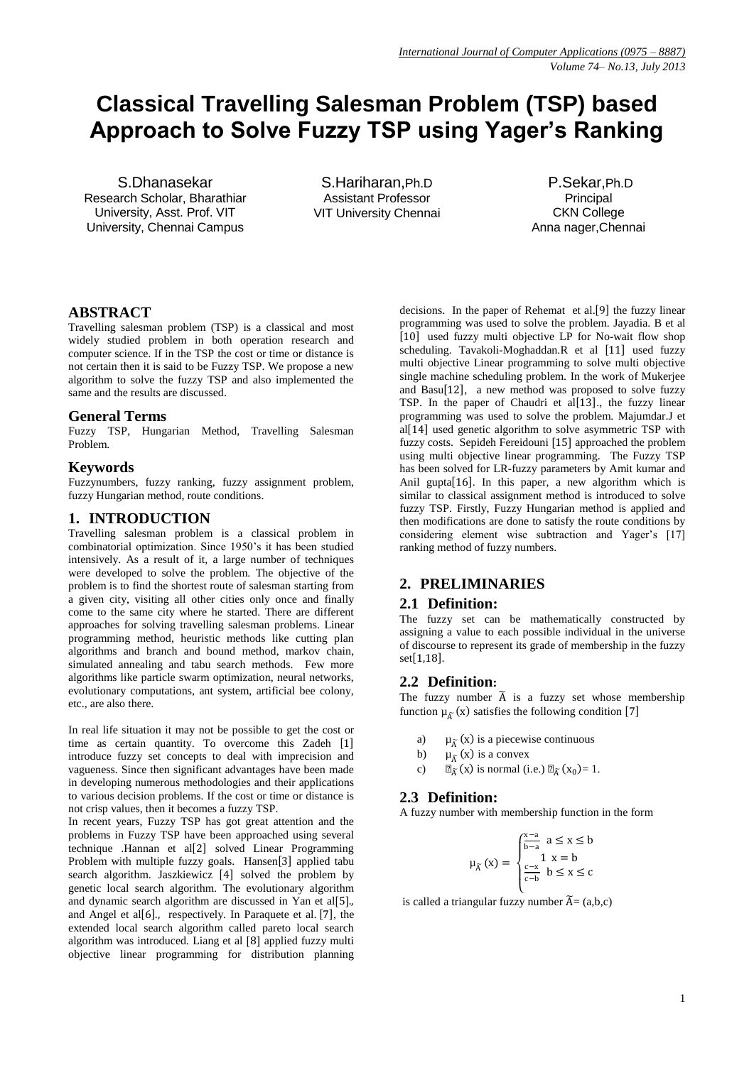# Classical Travelling Salesman Problem (TSP) based Approach to Solve Fuzzy TSP using Yager's Ranking

S.Dhanasekar
Research Scholar, Bharathiar University, Asst. Prof. VIT University, Chennai Campus

S.Hariharan, Ph.D
Assistant Professor
VIT University Chennai

P.Sekar, Ph.D
Principal
CKN College
Anna nager, Chennai

## ABSTRACT

Travelling salesman problem (TSP) is a classical and most widely studied problem in both operation research and computer science. If in the TSP the cost or time or distance is not certain then it is said to be Fuzzy TSP. We propose a new algorithm to solve the fuzzy TSP and also implemented the same and the results are discussed.

## General Terms

Fuzzy TSP, Hungarian Method, Travelling Salesman Problem.

## Keywords

Fuzzynumbers, fuzzy ranking, fuzzy assignment problem, fuzzy Hungarian method, route conditions.

## 1. INTRODUCTION

Travelling salesman problem is a classical problem in combinatorial optimization. Since 1950's it has been studied intensively. As a result of it, a large number of techniques were developed to solve the problem. The objective of the problem is to find the shortest route of salesman starting from a given city, visiting all other cities only once and finally come to the same city where he started. There are different approaches for solving travelling salesman problems. Linear programming method, heuristic methods like cutting plan algorithms and branch and bound method, markov chain, simulated annealing and tabu search methods. Few more algorithms like particle swarm optimization, neural networks, evolutionary computations, ant system, artificial bee colony, etc., are also there.

In real life situation it may not be possible to get the cost or time as certain quantity. To overcome this Zadeh [1] introduce fuzzy set concepts to deal with imprecision and vagueness. Since then significant advantages have been made in developing numerous methodologies and their applications to various decision problems. If the cost or time or distance is not crisp values, then it becomes a fuzzy TSP.

In recent years, Fuzzy TSP has got great attention and the problems in Fuzzy TSP have been approached using several technique .Hannan et al[2] solved Linear Programming Problem with multiple fuzzy goals. Hansen[3] applied tabu search algorithm. Jaszkiewicz [4] solved the problem by genetic local search algorithm. The evolutionary algorithm and dynamic search algorithm are discussed in Yan et al[5]., and Angel et al[6]., respectively. In Paraquete et al. [7], the extended local search algorithm called pareto local search algorithm was introduced. Liang et al [8] applied fuzzy multi objective linear programming for distribution planning decisions. In the paper of Rehemat et al.[9] the fuzzy linear programming was used to solve the problem. Jayadia. B et al [10] used fuzzy multi objective LP for No-wait flow shop scheduling. Tavakoli-Moghaddan.R et al [11] used fuzzy multi objective Linear programming to solve multi objective single machine scheduling problem. In the work of Mukerjee and Basu[12], a new method was proposed to solve fuzzy TSP. In the paper of Chaudri et al[13]., the fuzzy linear programming was used to solve the problem. Majumdar.J et al[14] used genetic algorithm to solve asymmetric TSP with fuzzy costs. Sepideh Fereidouni [15] approached the problem using multi objective linear programming. The Fuzzy TSP has been solved for LR-fuzzy parameters by Amit kumar and Anil gupta[16]. In this paper, a new algorithm which is similar to classical assignment method is introduced to solve fuzzy TSP. Firstly, Fuzzy Hungarian method is applied and then modifications are done to satisfy the route conditions by considering element wise subtraction and Yager's [17] ranking method of fuzzy numbers.

## 2. PRELIMINARIES

### 2.1 Definition:

The fuzzy set can be mathematically constructed by assigning a value to each possible individual in the universe of discourse to represent its grade of membership in the fuzzy set[1,18].

### 2.2 Definition:

The fuzzy number $\widetilde{A}$ is a fuzzy set whose membership function $\mu_{\widetilde{A}}(x)$ satisfies the following condition [7]

a) $\mu_{\widetilde{A}}(x)$ is a piecewise continuous

b) $\mu_{\widetilde{A}}(x)$ is a convex

c) $\mu_{\widetilde{A}}(x)$ is normal (i.e.) $\mu_{\widetilde{A}}(x_0) = 1$.

### 2.3 Definition:

A fuzzy number with membership function in the form

$$\mu_{\widetilde{A}}(x) = \begin{cases} \frac{x-a}{b-a} & a \le x \le b \\ 1 & x = b \\ \frac{c-x}{c-b} & b \le x \le c \end{cases}$$

is called a triangular fuzzy number $\widetilde{A} = (a,b,c)$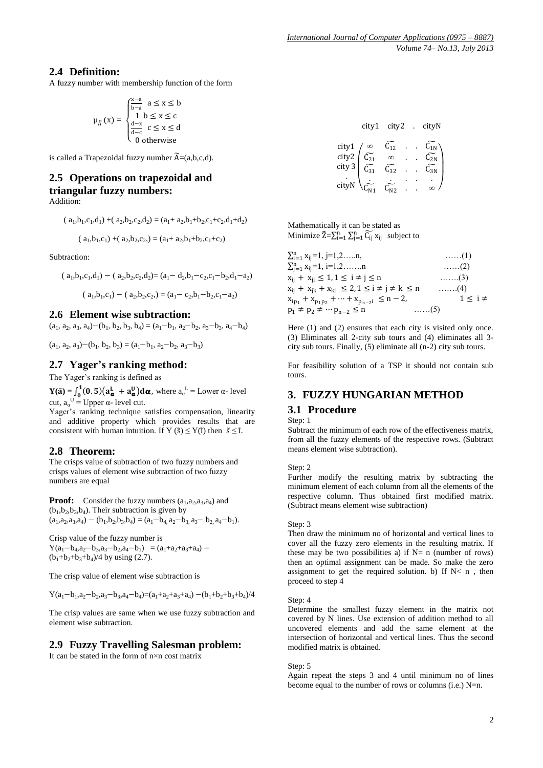## 2.4 Definition:

A fuzzy number with membership function of the form

$$\mu_{\widetilde{A}}(x) = \begin{cases} \frac{x-a}{b-a} & a \leq x \leq b \\ 1 & b \leq x \leq c \\ \frac{d-x}{d-c} & c \leq x \leq d \\ 0 & \text{otherwise} \end{cases}$$

is called a Trapezoidal fuzzy number $\widetilde{A}=(a,b,c,d)$.

## 2.5 Operations on trapezoidal and triangular fuzzy numbers:

Addition:

$$(a_1,b_1,c_1,d_1) + (a_2,b_2,c_2,d_2) = (a_1+a_2, b_1+b_2, c_1+c_2, d_1+d_2)$$

$$(a_1,b_1,c_1) + (a_2,b_2,c_2) = (a_1+a_2, b_1+b_2, c_1+c_2)$$

Subtraction:

$$(a_1,b_1,c_1,d_1) - (a_2,b_2,c_2,d_2) = (a_1-d_2, b_1-c_2, c_1-b_2, d_1-a_2)$$

$$(a_1,b_1,c_1) - (a_2,b_2,c_2) = (a_1-c_2, b_1-b_2, c_1-a_2)$$

## 2.6 Element wise subtraction:

$(a_1, a_2, a_3, a_4)-(b_1, b_2, b_3, b_4) = (a_1-b_1, a_2-b_2, a_3-b_3, a_4-b_4)$

$(a_1, a_2, a_3)-(b_1, b_2, b_3) = (a_1-b_1, a_2-b_2, a_3-b_3)$

## 2.7 Yager's ranking method:

The Yager's ranking is defined as

$\mathbf{Y(\tilde{a})} = \int_0^1 (0.5)(a_\alpha^L + a_\alpha^U)\,d\alpha$, where $a_\alpha^L$ = Lower α- level cut, $a_\alpha^U$ = Upper α- level cut.

Yager's ranking technique satisfies compensation, linearity and additive property which provides results that are consistent with human intuition. If $Y(\tilde{s}) \leq Y(\tilde{t})$ then $\tilde{s} \leq \tilde{t}$.

## 2.8 Theorem:

The crisps value of subtraction of two fuzzy numbers and crisps values of element wise subtraction of two fuzzy numbers are equal

**Proof:** Consider the fuzzy numbers $(a_1,a_2,a_3,a_4)$ and $(b_1,b_2,b_3,b_4)$. Their subtraction is given by $(a_1,a_2,a_3,a_4) - (b_1,b_2,b_3,b_4) = (a_1-b_4, a_2-b_3, a_3-b_2, a_4-b_1)$.

Crisp value of the fuzzy number is $Y(a_1-b_4,a_2-b_3,a_3-b_2,a_4-b_1) = (a_1+a_2+a_3+a_4) - (b_1+b_2+b_3+b_4)/4$ by using (2.7).

The crisp value of element wise subtraction is

$Y(a_1-b_1,a_2-b_2,a_3-b_3,a_4-b_4)=(a_1+a_2+a_3+a_4) -(b_1+b_2+b_3+b_4)/4$

The crisp values are same when we use fuzzy subtraction and element wise subtraction.

## 2.9 Fuzzy Travelling Salesman problem:

It can be stated in the form of n×n cost matrix

$$\begin{array}{c} \\ \text{city1} \\ \text{city2} \\ \text{city 3} \\ . \\ \text{cityN} \end{array} \begin{array}{c} \begin{array}{cccc} \text{city1} & \text{city2} & . & \text{cityN} \end{array} \\ \begin{pmatrix} \infty & \widetilde{C_{12}} & . & . & \widetilde{C_{1N}} \\ \widetilde{C_{21}} & \infty & . & . & \widetilde{C_{2N}} \\ \widetilde{C_{31}} & \widetilde{C_{32}} & . & . & \widetilde{C_{3N}} \\ . & . & . & . & . \\ \widetilde{C_{N1}} & \widetilde{C_{N2}} & . & . & \infty \end{pmatrix} \end{array}$$

Mathematically it can be stated as

Minimize $\tilde{Z}=\sum_{i=1}^{n}\sum_{j=1}^{n}\widetilde{C_{ij}}\,x_{ij}$ subject to

$\sum_{i=1}^{n} x_{ij}=1$, j=1,2…..n, ……(1)

$\sum_{j=1}^{n} x_{ij}=1$, i=1,2…….n ……(2)

$x_{ij} + x_{ji} \leq 1, 1 \leq i \neq j \leq n$ …….(3)

$x_{ij} + x_{jk} + x_{ki} \leq 2, 1 \leq i \neq j \neq k \leq n$ …….(4)

$x_{ip_1} + x_{p_1p_2} + \cdots + x_{p_{n-2}i} \leq n-2, \quad 1 \leq i \neq p_1 \neq p_2 \neq \cdots p_{n-2} \leq n$ ……(5)

Here (1) and (2) ensures that each city is visited only once. (3) Eliminates all 2-city sub tours and (4) eliminates all 3-city sub tours. Finally, (5) eliminate all (n-2) city sub tours.

For feasibility solution of a TSP it should not contain sub tours.

# 3. FUZZY HUNGARIAN METHOD

## 3.1 Procedure

Step: 1

Subtract the minimum of each row of the effectiveness matrix, from all the fuzzy elements of the respective rows. (Subtract means element wise subtraction).

Step: 2

Further modify the resulting matrix by subtracting the minimum element of each column from all the elements of the respective column. Thus obtained first modified matrix. (Subtract means element wise subtraction)

Step: 3

Then draw the minimum no of horizontal and vertical lines to cover all the fuzzy zero elements in the resulting matrix. If these may be two possibilities a) if N= n (number of rows) then an optimal assignment can be made. So make the zero assignment to get the required solution. b) If N< n , then proceed to step 4

Step: 4

Determine the smallest fuzzy element in the matrix not covered by N lines. Use extension of addition method to all uncovered elements and add the same element at the intersection of horizontal and vertical lines. Thus the second modified matrix is obtained.

Step: 5

Again repeat the steps 3 and 4 until minimum no of lines become equal to the number of rows or columns (i.e.) N=n.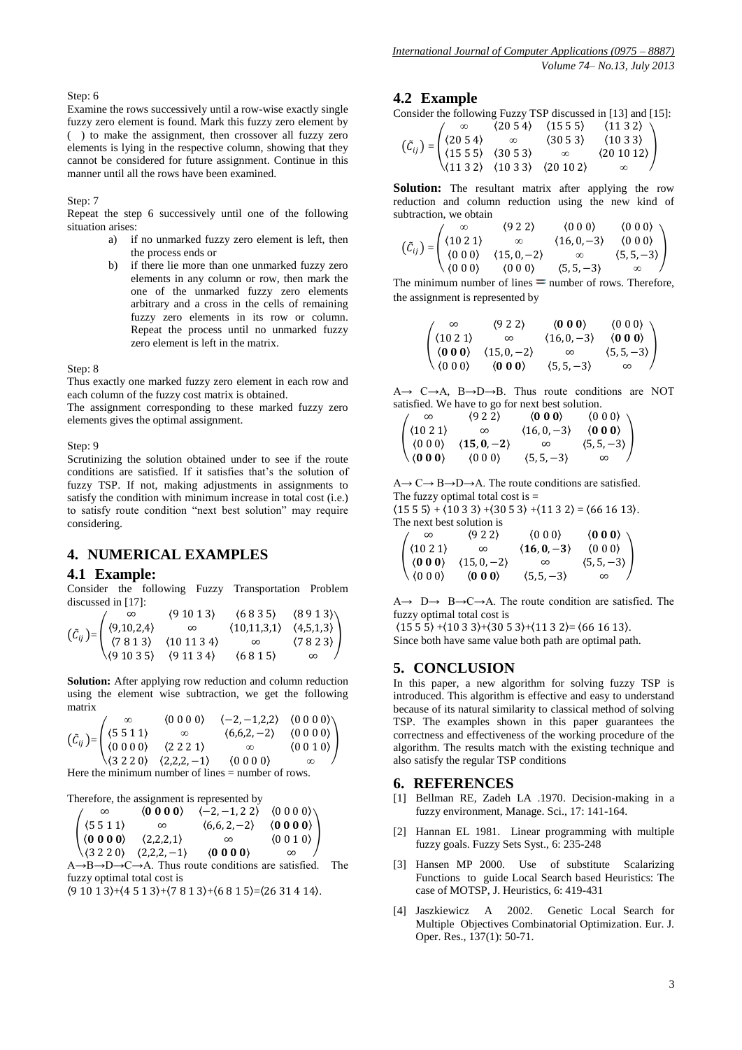Step: 6

Examine the rows successively until a row-wise exactly single fuzzy zero element is found. Mark this fuzzy zero element by ( ) to make the assignment, then crossover all fuzzy zero elements is lying in the respective column, showing that they cannot be considered for future assignment. Continue in this manner until all the rows have been examined.

Step: 7

Repeat the step 6 successively until one of the following situation arises:

- a) if no unmarked fuzzy zero element is left, then the process ends or
- b) if there lie more than one unmarked fuzzy zero elements in any column or row, then mark the one of the unmarked fuzzy zero elements arbitrary and a cross in the cells of remaining fuzzy zero elements in its row or column. Repeat the process until no unmarked fuzzy zero element is left in the matrix.

Step: 8

Thus exactly one marked fuzzy zero element in each row and each column of the fuzzy cost matrix is obtained.

The assignment corresponding to these marked fuzzy zero elements gives the optimal assignment.

Step: 9

Scrutinizing the solution obtained under to see if the route conditions are satisfied. If it satisfies that's the solution of fuzzy TSP. If not, making adjustments in assignments to satisfy the condition with minimum increase in total cost (i.e.) to satisfy route condition "next best solution" may require considering.

# 4. NUMERICAL EXAMPLES

## 4.1 Example:

Consider the following Fuzzy Transportation Problem discussed in [17]:

$$(\tilde{C}_{ij})=\begin{pmatrix} \infty & \langle 9\ 10\ 1\ 3\rangle & \langle 6\ 8\ 3\ 5\rangle & \langle 8\ 9\ 1\ 3\rangle \\ \langle 9,10,2,4\rangle & \infty & \langle 10,11,3,1\rangle & \langle 4,5,1,3\rangle \\ \langle 7\ 8\ 1\ 3\rangle & \langle 10\ 11\ 3\ 4\rangle & \infty & \langle 7\ 8\ 2\ 3\rangle \\ \langle 9\ 10\ 3\ 5\rangle & \langle 9\ 11\ 3\ 4\rangle & \langle 6\ 8\ 1\ 5\rangle & \infty \end{pmatrix}$$

**Solution:** After applying row reduction and column reduction using the element wise subtraction, we get the following matrix

$$(\tilde{C}_{ij})=\begin{pmatrix} \infty & \langle 0\ 0\ 0\ 0\rangle & \langle -2,-1,2,2\rangle & \langle 0\ 0\ 0\ 0\rangle \\ \langle 5\ 5\ 1\ 1\rangle & \infty & \langle 6,6,2,-2\rangle & \langle 0\ 0\ 0\ 0\rangle \\ \langle 0\ 0\ 0\ 0\rangle & \langle 2\ 2\ 2\ 1\rangle & \infty & \langle 0\ 0\ 1\ 0\rangle \\ \langle 3\ 2\ 2\ 0\rangle & \langle 2,2,2,-1\rangle & \langle 0\ 0\ 0\ 0\rangle & \infty \end{pmatrix}$$

Here the minimum number of lines = number of rows.

Therefore, the assignment is represented by

$$\begin{pmatrix} \infty & \mathbf{\langle 0\ 0\ 0\ 0\rangle} & \langle -2,-1,2\ 2\rangle & \langle 0\ 0\ 0\ 0\rangle \\ \langle 5\ 5\ 1\ 1\rangle & \infty & \langle 6,6,2,-2\rangle & \mathbf{\langle 0\ 0\ 0\ 0\rangle} \\ \mathbf{\langle 0\ 0\ 0\ 0\rangle} & \langle 2,2,2,1\rangle & \infty & \langle 0\ 0\ 1\ 0\rangle \\ \langle 3\ 2\ 2\ 0\rangle & \langle 2,2,2,-1\rangle & \mathbf{\langle 0\ 0\ 0\ 0\rangle} & \infty \end{pmatrix}$$

A→B→D→C→A. Thus route conditions are satisfied. The fuzzy optimal total cost is

⟨9 10 1 3⟩+⟨4 5 1 3⟩+⟨7 8 1 3⟩+⟨6 8 1 5⟩=⟨26 31 4 14⟩.

## 4.2 Example

Consider the following Fuzzy TSP discussed in [13] and [15]:

$$(\tilde{C}_{ij})=\begin{pmatrix} \infty & \langle 20\ 5\ 4\rangle & \langle 15\ 5\ 5\rangle & \langle 11\ 3\ 2\rangle \\ \langle 20\ 5\ 4\rangle & \infty & \langle 30\ 5\ 3\rangle & \langle 10\ 3\ 3\rangle \\ \langle 15\ 5\ 5\rangle & \langle 30\ 5\ 3\rangle & \infty & \langle 20\ 10\ 12\rangle \\ \langle 11\ 3\ 2\rangle & \langle 10\ 3\ 3\rangle & \langle 20\ 10\ 2\rangle & \infty \end{pmatrix}$$

**Solution:** The resultant matrix after applying the row reduction and column reduction using the new kind of subtraction, we obtain

$$(\tilde{C}_{ij})=\begin{pmatrix} \infty & \langle 9\ 2\ 2\rangle & \langle 0\ 0\ 0\rangle & \langle 0\ 0\ 0\rangle \\ \langle 10\ 2\ 1\rangle & \infty & \langle 16,0,-3\rangle & \langle 0\ 0\ 0\rangle \\ \langle 0\ 0\ 0\rangle & \langle 15,0,-2\rangle & \infty & \langle 5,5,-3\rangle \\ \langle 0\ 0\ 0\rangle & \langle 0\ 0\ 0\rangle & \langle 5,5,-3\rangle & \infty \end{pmatrix}$$

The minimum number of lines = number of rows. Therefore, the assignment is represented by

$$\begin{pmatrix} \infty & \langle 9\ 2\ 2\rangle & \mathbf{\langle 0\ 0\ 0\rangle} & \langle 0\ 0\ 0\rangle \\ \langle 10\ 2\ 1\rangle & \infty & \langle 16,0,-3\rangle & \mathbf{\langle 0\ 0\ 0\rangle} \\ \mathbf{\langle 0\ 0\ 0\rangle} & \langle 15,0,-2\rangle & \infty & \langle 5,5,-3\rangle \\ \langle 0\ 0\ 0\rangle & \mathbf{\langle 0\ 0\ 0\rangle} & \langle 5,5,-3\rangle & \infty \end{pmatrix}$$

A→ C→A, B→D→B. Thus route conditions are NOT satisfied. We have to go for next best solution.

$$\begin{pmatrix} \infty & \langle 9\ 2\ 2\rangle & \mathbf{\langle 0\ 0\ 0\rangle} & \langle 0\ 0\ 0\rangle \\ \langle 10\ 2\ 1\rangle & \infty & \langle 16,0,-3\rangle & \mathbf{\langle 0\ 0\ 0\rangle} \\ \langle 0\ 0\ 0\rangle & \mathbf{\langle 15,0,-2\rangle} & \infty & \langle 5,5,-3\rangle \\ \mathbf{\langle 0\ 0\ 0\rangle} & \langle 0\ 0\ 0\rangle & \langle 5,5,-3\rangle & \infty \end{pmatrix}$$

A→ C→ B→D→A. The route conditions are satisfied.

The fuzzy optimal total cost is =

⟨15 5 5⟩ + ⟨10 3 3⟩ +⟨30 5 3⟩ +⟨11 3 2⟩ = ⟨66 16 13⟩.

The next best solution is

$$\begin{pmatrix} \infty & \langle 9\ 2\ 2\rangle & \langle 0\ 0\ 0\rangle & \mathbf{\langle 0\ 0\ 0\rangle} \\ \langle 10\ 2\ 1\rangle & \infty & \mathbf{\langle 16,0,-3\rangle} & \langle 0\ 0\ 0\rangle \\ \mathbf{\langle 0\ 0\ 0\rangle} & \langle 15,0,-2\rangle & \infty & \langle 5,5,-3\rangle \\ \langle 0\ 0\ 0\rangle & \mathbf{\langle 0\ 0\ 0\rangle} & \langle 5,5,-3\rangle & \infty \end{pmatrix}$$

A→ D→ B→C→A. The route condition are satisfied. The fuzzy optimal total cost is

⟨15 5 5⟩ +⟨10 3 3⟩+⟨30 5 3⟩+⟨11 3 2⟩= ⟨66 16 13⟩.

Since both have same value both path are optimal path.

# 5. CONCLUSION

In this paper, a new algorithm for solving fuzzy TSP is introduced. This algorithm is effective and easy to understand because of its natural similarity to classical method of solving TSP. The examples shown in this paper guarantees the correctness and effectiveness of the working procedure of the algorithm. The results match with the existing technique and also satisfy the regular TSP conditions

# 6. REFERENCES

- [1] Bellman RE, Zadeh LA .1970. Decision-making in a fuzzy environment, Manage. Sci., 17: 141-164.
- [2] Hannan EL 1981. Linear programming with multiple fuzzy goals. Fuzzy Sets Syst., 6: 235-248
- [3] Hansen MP 2000. Use of substitute Scalarizing Functions to guide Local Search based Heuristics: The case of MOTSP, J. Heuristics, 6: 419-431
- [4] Jaszkiewicz A 2002. Genetic Local Search for Multiple Objectives Combinatorial Optimization. Eur. J. Oper. Res., 137(1): 50-71.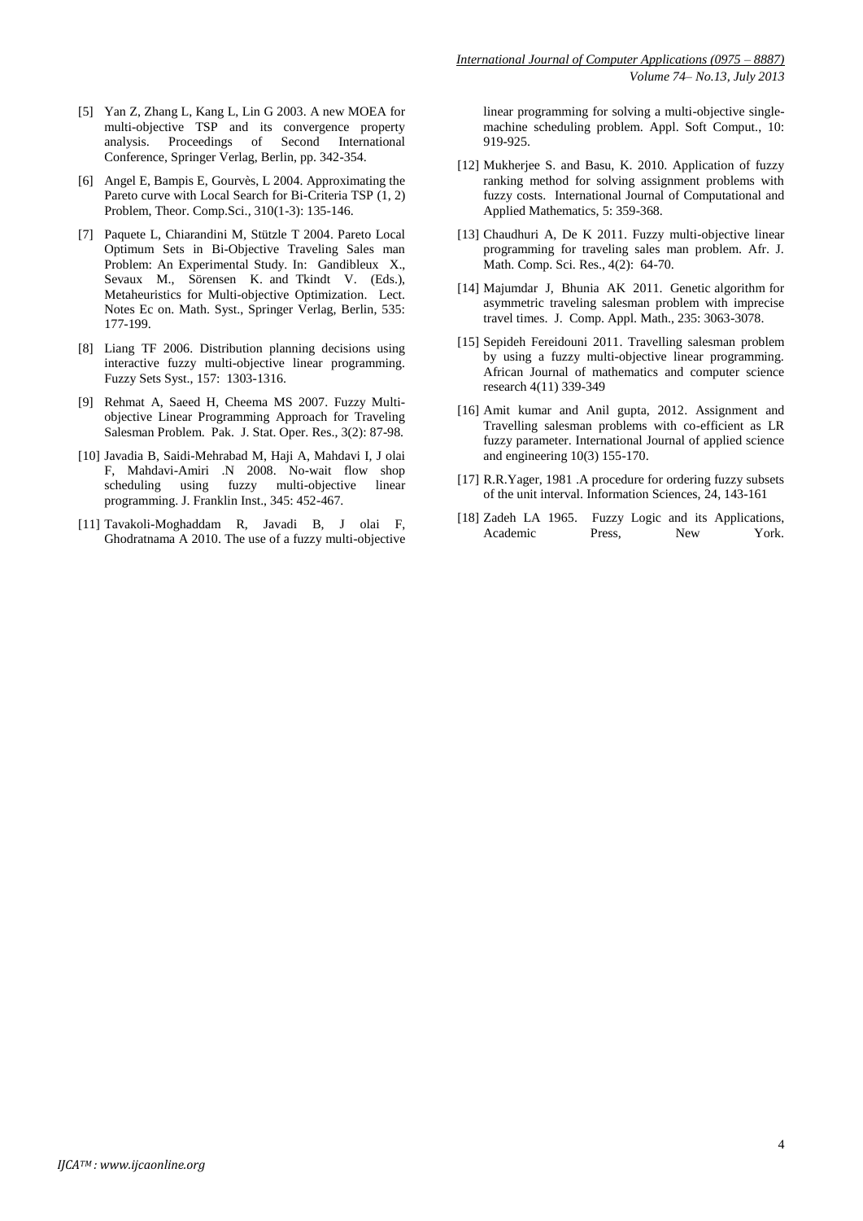[5] Yan Z, Zhang L, Kang L, Lin G 2003. A new MOEA for multi-objective TSP and its convergence property analysis. Proceedings of Second International Conference, Springer Verlag, Berlin, pp. 342-354.

[6] Angel E, Bampis E, Gourvès, L 2004. Approximating the Pareto curve with Local Search for Bi-Criteria TSP (1, 2) Problem, Theor. Comp.Sci., 310(1-3): 135-146.

[7] Paquete L, Chiarandini M, Stützle T 2004. Pareto Local Optimum Sets in Bi-Objective Traveling Sales man Problem: An Experimental Study. In: Gandibleux X., Sevaux M., Sörensen K. and Tkindt V. (Eds.), Metaheuristics for Multi-objective Optimization. Lect. Notes Ec on. Math. Syst., Springer Verlag, Berlin, 535: 177-199.

[8] Liang TF 2006. Distribution planning decisions using interactive fuzzy multi-objective linear programming. Fuzzy Sets Syst., 157: 1303-1316.

[9] Rehmat A, Saeed H, Cheema MS 2007. Fuzzy Multi-objective Linear Programming Approach for Traveling Salesman Problem. Pak. J. Stat. Oper. Res., 3(2): 87-98.

[10] Javadia B, Saidi-Mehrabad M, Haji A, Mahdavi I, J olai F, Mahdavi-Amiri .N 2008. No-wait flow shop scheduling using fuzzy multi-objective linear programming. J. Franklin Inst., 345: 452-467.

[11] Tavakoli-Moghaddam R, Javadi B, J olai F, Ghodratnama A 2010. The use of a fuzzy multi-objective linear programming for solving a multi-objective single-machine scheduling problem. Appl. Soft Comput., 10: 919-925.

[12] Mukherjee S. and Basu, K. 2010. Application of fuzzy ranking method for solving assignment problems with fuzzy costs. International Journal of Computational and Applied Mathematics, 5: 359-368.

[13] Chaudhuri A, De K 2011. Fuzzy multi-objective linear programming for traveling sales man problem. Afr. J. Math. Comp. Sci. Res., 4(2): 64-70.

[14] Majumdar J, Bhunia AK 2011. Genetic algorithm for asymmetric traveling salesman problem with imprecise travel times. J. Comp. Appl. Math., 235: 3063-3078.

[15] Sepideh Fereidouni 2011. Travelling salesman problem by using a fuzzy multi-objective linear programming. African Journal of mathematics and computer science research 4(11) 339-349

[16] Amit kumar and Anil gupta, 2012. Assignment and Travelling salesman problems with co-efficient as LR fuzzy parameter. International Journal of applied science and engineering 10(3) 155-170.

[17] R.R.Yager, 1981 .A procedure for ordering fuzzy subsets of the unit interval. Information Sciences, 24, 143-161

[18] Zadeh LA 1965. Fuzzy Logic and its Applications, Academic Press, New York.